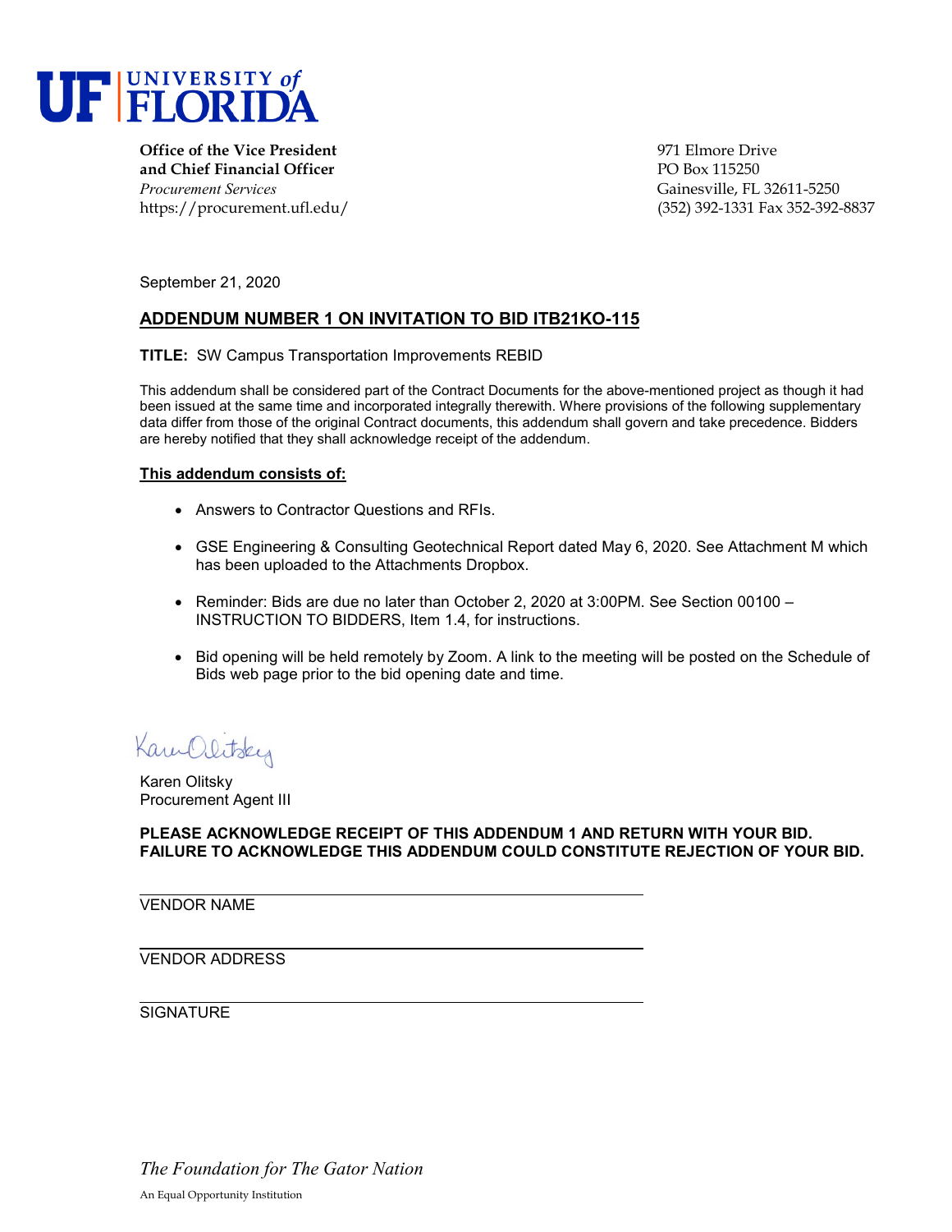# UF | UNIVERSITY of FLORIDA

**Office of the Vice President and Chief Financial Officer**
*Procurement Services*
https://procurement.ufl.edu/

971 Elmore Drive
PO Box 115250
Gainesville, FL 32611-5250
(352) 392-1331 Fax 352-392-8837

September 21, 2020

## ADDENDUM NUMBER 1 ON INVITATION TO BID ITB21KO-115

**TITLE:** SW Campus Transportation Improvements REBID

This addendum shall be considered part of the Contract Documents for the above-mentioned project as though it had been issued at the same time and incorporated integrally therewith. Where provisions of the following supplementary data differ from those of the original Contract documents, this addendum shall govern and take precedence. Bidders are hereby notified that they shall acknowledge receipt of the addendum.

**This addendum consists of:**

- Answers to Contractor Questions and RFIs.
- GSE Engineering & Consulting Geotechnical Report dated May 6, 2020. See Attachment M which has been uploaded to the Attachments Dropbox.
- Reminder: Bids are due no later than October 2, 2020 at 3:00PM. See Section 00100 – INSTRUCTION TO BIDDERS, Item 1.4, for instructions.
- Bid opening will be held remotely by Zoom. A link to the meeting will be posted on the Schedule of Bids web page prior to the bid opening date and time.

Karen Olitsky
Procurement Agent III

**PLEASE ACKNOWLEDGE RECEIPT OF THIS ADDENDUM 1 AND RETURN WITH YOUR BID. FAILURE TO ACKNOWLEDGE THIS ADDENDUM COULD CONSTITUTE REJECTION OF YOUR BID.**

______________________________
VENDOR NAME

______________________________
VENDOR ADDRESS

______________________________
SIGNATURE

*The Foundation for The Gator Nation*

An Equal Opportunity Institution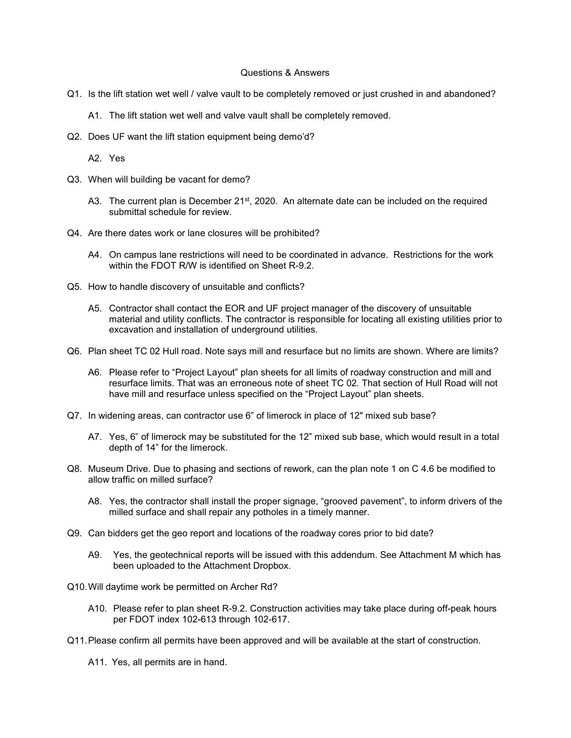Questions & Answers

Q1. Is the lift station wet well / valve vault to be completely removed or just crushed in and abandoned?

A1. The lift station wet well and valve vault shall be completely removed.

Q2. Does UF want the lift station equipment being demo'd?

A2. Yes

Q3. When will building be vacant for demo?

A3. The current plan is December 21st, 2020. An alternate date can be included on the required submittal schedule for review.

Q4. Are there dates work or lane closures will be prohibited?

A4. On campus lane restrictions will need to be coordinated in advance. Restrictions for the work within the FDOT R/W is identified on Sheet R-9.2.

Q5. How to handle discovery of unsuitable and conflicts?

A5. Contractor shall contact the EOR and UF project manager of the discovery of unsuitable material and utility conflicts. The contractor is responsible for locating all existing utilities prior to excavation and installation of underground utilities.

Q6. Plan sheet TC 02 Hull road. Note says mill and resurface but no limits are shown. Where are limits?

A6. Please refer to "Project Layout" plan sheets for all limits of roadway construction and mill and resurface limits. That was an erroneous note of sheet TC 02. That section of Hull Road will not have mill and resurface unless specified on the "Project Layout" plan sheets.

Q7. In widening areas, can contractor use 6" of limerock in place of 12" mixed sub base?

A7. Yes, 6" of limerock may be substituted for the 12" mixed sub base, which would result in a total depth of 14" for the limerock.

Q8. Museum Drive. Due to phasing and sections of rework, can the plan note 1 on C 4.6 be modified to allow traffic on milled surface?

A8. Yes, the contractor shall install the proper signage, "grooved pavement", to inform drivers of the milled surface and shall repair any potholes in a timely manner.

Q9. Can bidders get the geo report and locations of the roadway cores prior to bid date?

A9. Yes, the geotechnical reports will be issued with this addendum. See Attachment M which has been uploaded to the Attachment Dropbox.

Q10. Will daytime work be permitted on Archer Rd?

A10. Please refer to plan sheet R-9.2. Construction activities may take place during off-peak hours per FDOT index 102-613 through 102-617.

Q11. Please confirm all permits have been approved and will be available at the start of construction.

A11. Yes, all permits are in hand.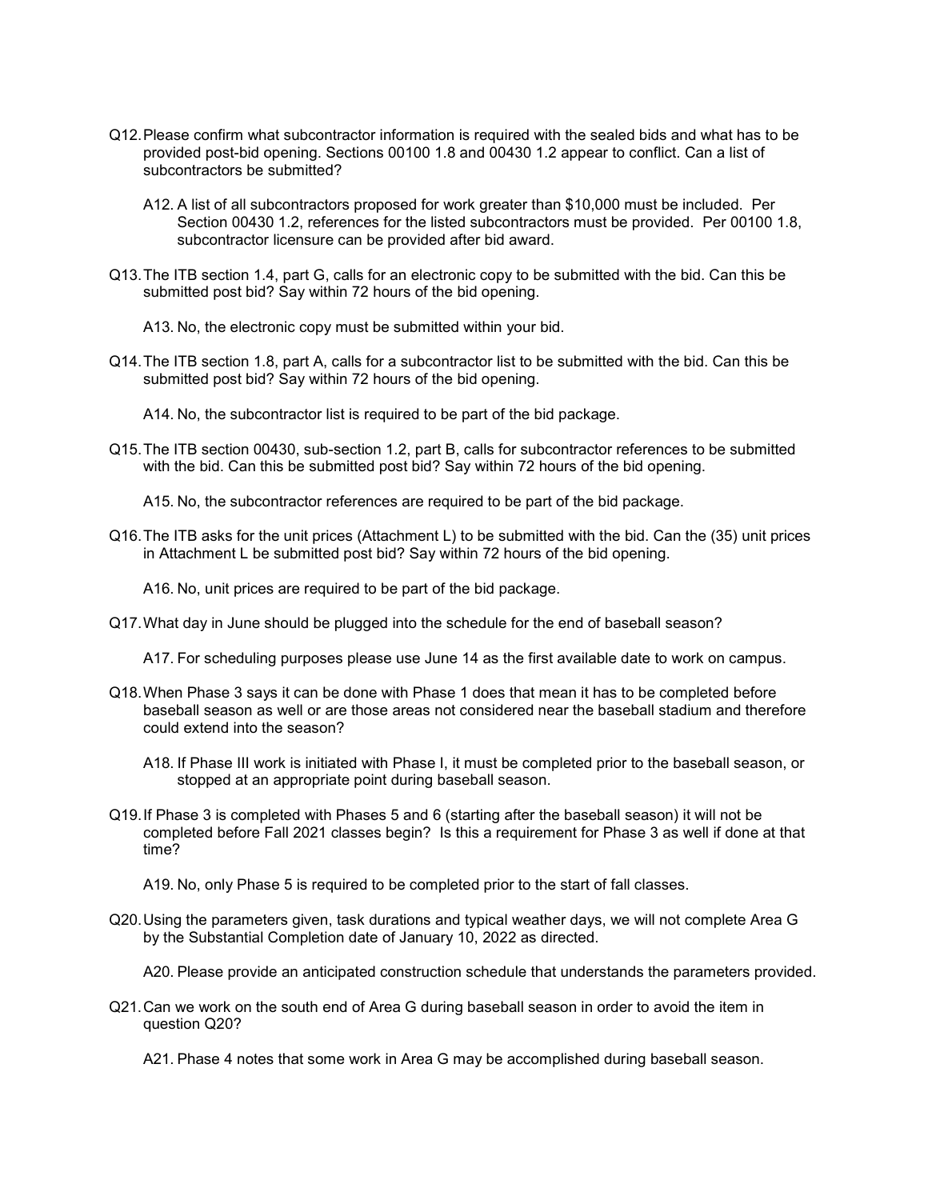Q12. Please confirm what subcontractor information is required with the sealed bids and what has to be provided post-bid opening. Sections 00100 1.8 and 00430 1.2 appear to conflict. Can a list of subcontractors be submitted?

A12. A list of all subcontractors proposed for work greater than $10,000 must be included. Per Section 00430 1.2, references for the listed subcontractors must be provided. Per 00100 1.8, subcontractor licensure can be provided after bid award.

Q13. The ITB section 1.4, part G, calls for an electronic copy to be submitted with the bid. Can this be submitted post bid? Say within 72 hours of the bid opening.

A13. No, the electronic copy must be submitted within your bid.

Q14. The ITB section 1.8, part A, calls for a subcontractor list to be submitted with the bid. Can this be submitted post bid? Say within 72 hours of the bid opening.

A14. No, the subcontractor list is required to be part of the bid package.

Q15. The ITB section 00430, sub-section 1.2, part B, calls for subcontractor references to be submitted with the bid. Can this be submitted post bid? Say within 72 hours of the bid opening.

A15. No, the subcontractor references are required to be part of the bid package.

Q16. The ITB asks for the unit prices (Attachment L) to be submitted with the bid. Can the (35) unit prices in Attachment L be submitted post bid? Say within 72 hours of the bid opening.

A16. No, unit prices are required to be part of the bid package.

Q17. What day in June should be plugged into the schedule for the end of baseball season?

A17. For scheduling purposes please use June 14 as the first available date to work on campus.

Q18. When Phase 3 says it can be done with Phase 1 does that mean it has to be completed before baseball season as well or are those areas not considered near the baseball stadium and therefore could extend into the season?

A18. If Phase III work is initiated with Phase I, it must be completed prior to the baseball season, or stopped at an appropriate point during baseball season.

Q19. If Phase 3 is completed with Phases 5 and 6 (starting after the baseball season) it will not be completed before Fall 2021 classes begin? Is this a requirement for Phase 3 as well if done at that time?

A19. No, only Phase 5 is required to be completed prior to the start of fall classes.

Q20. Using the parameters given, task durations and typical weather days, we will not complete Area G by the Substantial Completion date of January 10, 2022 as directed.

A20. Please provide an anticipated construction schedule that understands the parameters provided.

Q21. Can we work on the south end of Area G during baseball season in order to avoid the item in question Q20?

A21. Phase 4 notes that some work in Area G may be accomplished during baseball season.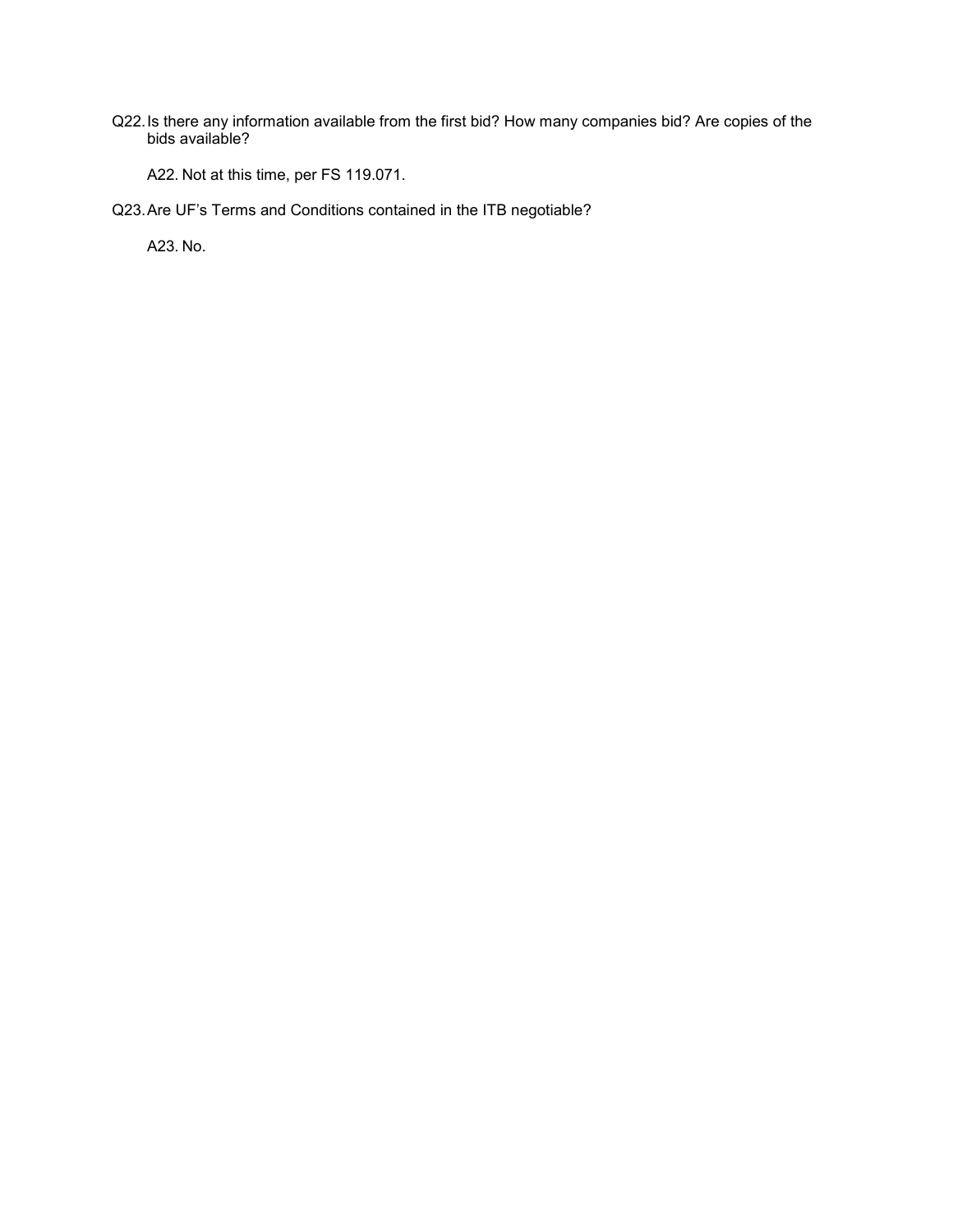Q22. Is there any information available from the first bid? How many companies bid? Are copies of the bids available?

A22. Not at this time, per FS 119.071.

Q23. Are UF's Terms and Conditions contained in the ITB negotiable?

A23. No.